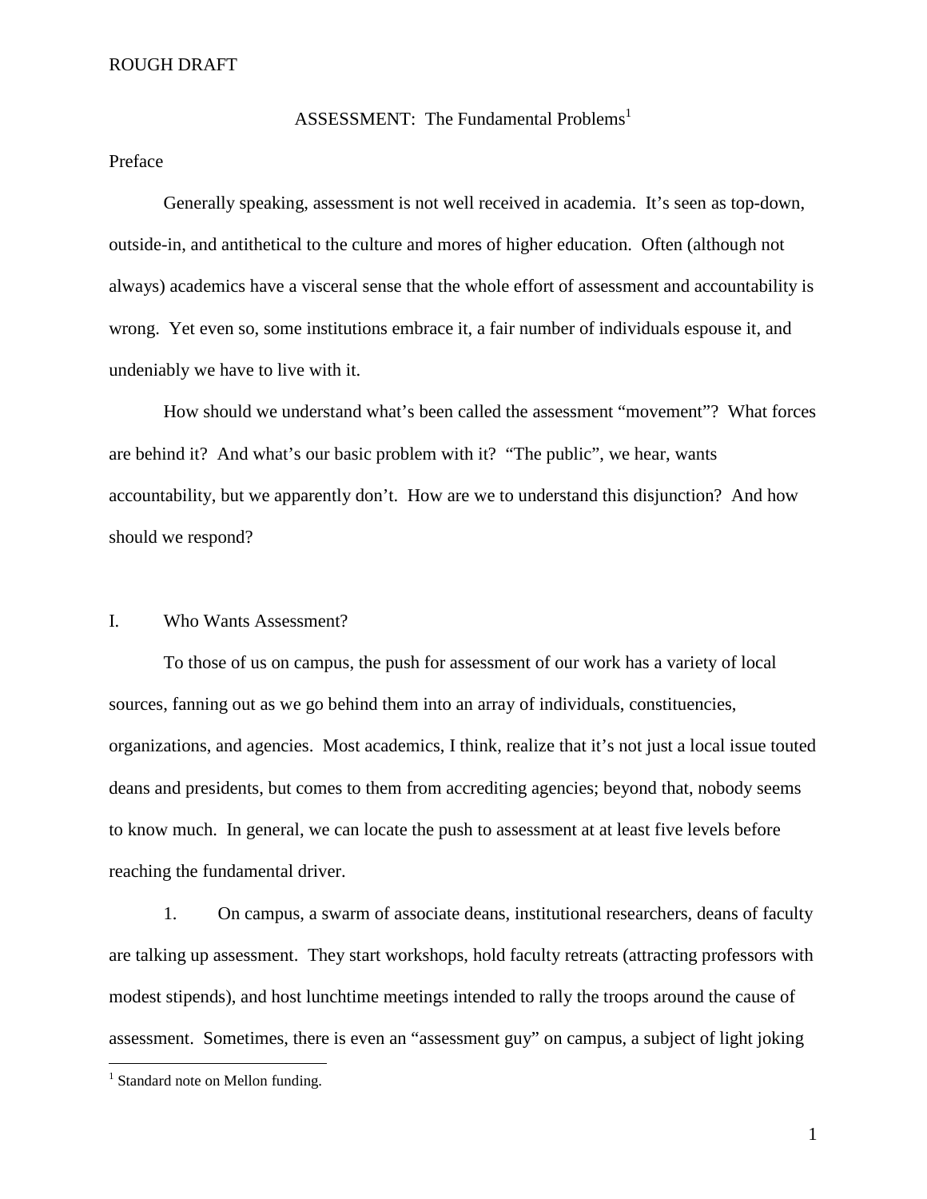ROUGH DRAFT

# ASSESSMENT: The Fundamental Problems[1]

## Preface

Generally speaking, assessment is not well received in academia. It's seen as top-down, outside-in, and antithetical to the culture and mores of higher education. Often (although not always) academics have a visceral sense that the whole effort of assessment and accountability is wrong. Yet even so, some institutions embrace it, a fair number of individuals espouse it, and undeniably we have to live with it.

How should we understand what's been called the assessment "movement"? What forces are behind it? And what's our basic problem with it? "The public", we hear, wants accountability, but we apparently don't. How are we to understand this disjunction? And how should we respond?

## I. Who Wants Assessment?

To those of us on campus, the push for assessment of our work has a variety of local sources, fanning out as we go behind them into an array of individuals, constituencies, organizations, and agencies. Most academics, I think, realize that it's not just a local issue touted deans and presidents, but comes to them from accrediting agencies; beyond that, nobody seems to know much. In general, we can locate the push to assessment at at least five levels before reaching the fundamental driver.

1. On campus, a swarm of associate deans, institutional researchers, deans of faculty are talking up assessment. They start workshops, hold faculty retreats (attracting professors with modest stipends), and host lunchtime meetings intended to rally the troops around the cause of assessment. Sometimes, there is even an "assessment guy" on campus, a subject of light joking

[1] Standard note on Mellon funding.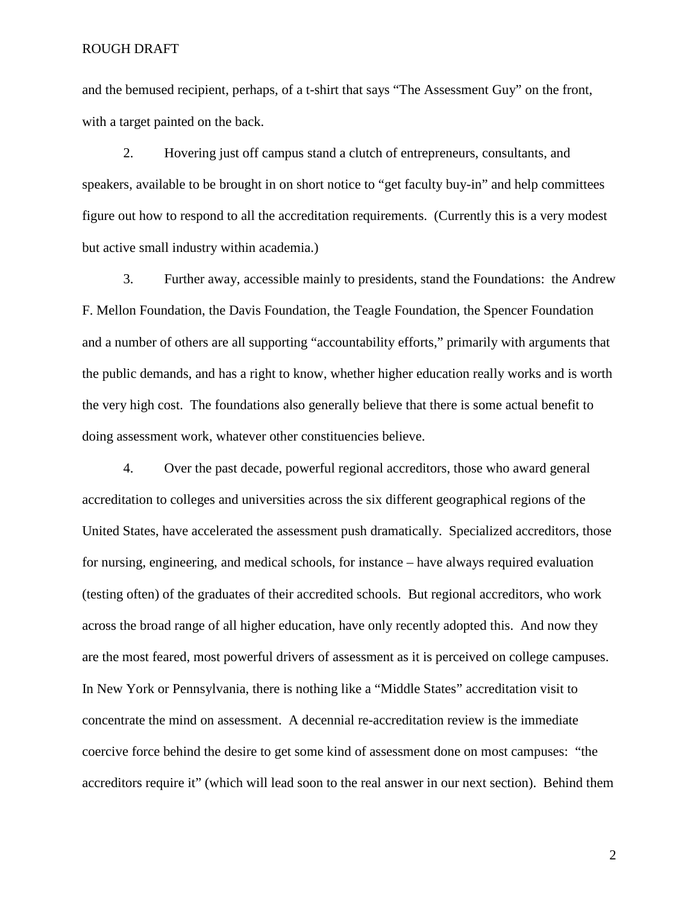and the bemused recipient, perhaps, of a t-shirt that says "The Assessment Guy" on the front, with a target painted on the back.

2. Hovering just off campus stand a clutch of entrepreneurs, consultants, and speakers, available to be brought in on short notice to "get faculty buy-in" and help committees figure out how to respond to all the accreditation requirements. (Currently this is a very modest but active small industry within academia.)

3. Further away, accessible mainly to presidents, stand the Foundations: the Andrew F. Mellon Foundation, the Davis Foundation, the Teagle Foundation, the Spencer Foundation and a number of others are all supporting "accountability efforts," primarily with arguments that the public demands, and has a right to know, whether higher education really works and is worth the very high cost. The foundations also generally believe that there is some actual benefit to doing assessment work, whatever other constituencies believe.

4. Over the past decade, powerful regional accreditors, those who award general accreditation to colleges and universities across the six different geographical regions of the United States, have accelerated the assessment push dramatically. Specialized accreditors, those for nursing, engineering, and medical schools, for instance – have always required evaluation (testing often) of the graduates of their accredited schools. But regional accreditors, who work across the broad range of all higher education, have only recently adopted this. And now they are the most feared, most powerful drivers of assessment as it is perceived on college campuses. In New York or Pennsylvania, there is nothing like a "Middle States" accreditation visit to concentrate the mind on assessment. A decennial re-accreditation review is the immediate coercive force behind the desire to get some kind of assessment done on most campuses: "the accreditors require it" (which will lead soon to the real answer in our next section). Behind them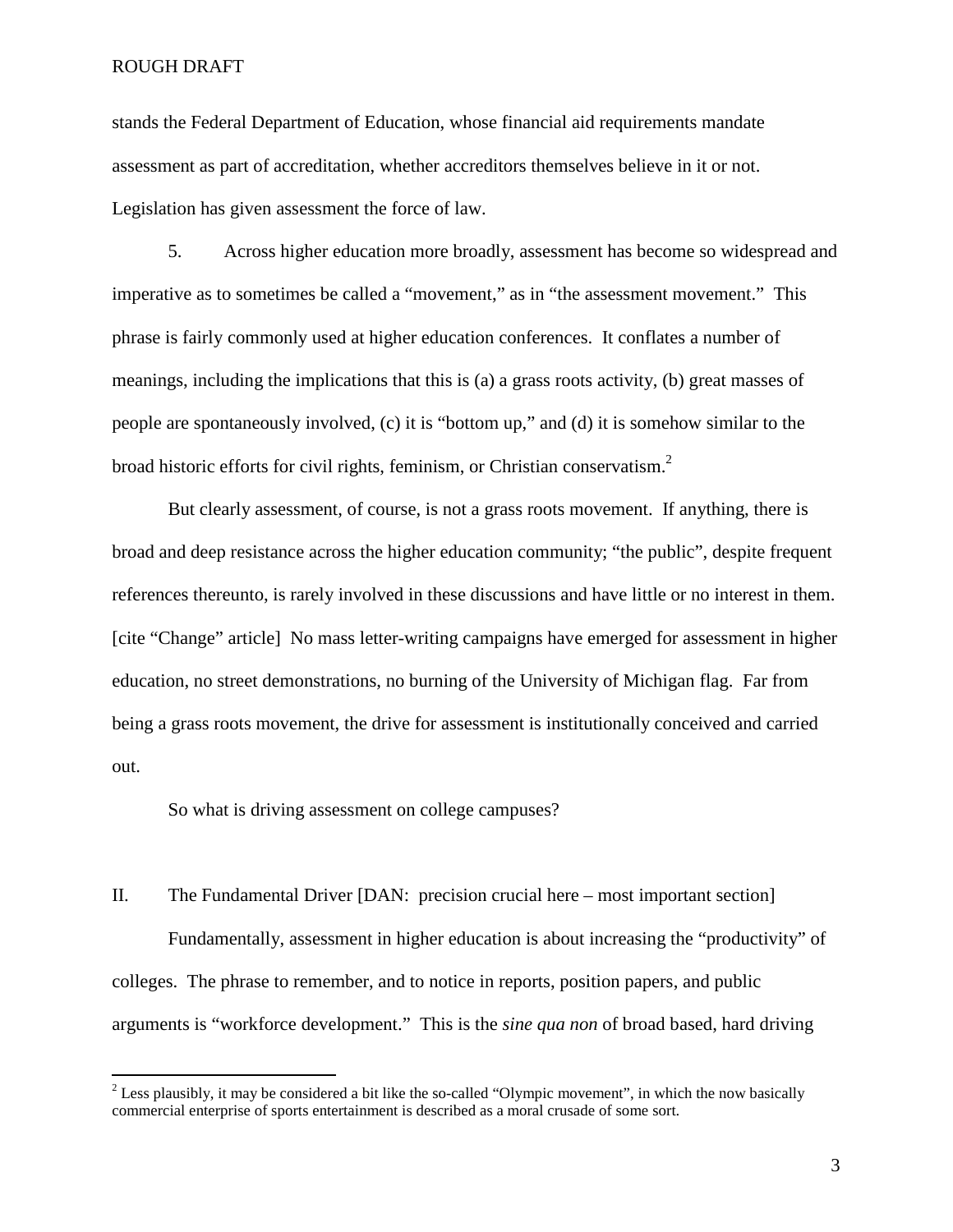stands the Federal Department of Education, whose financial aid requirements mandate assessment as part of accreditation, whether accreditors themselves believe in it or not. Legislation has given assessment the force of law.

5. Across higher education more broadly, assessment has become so widespread and imperative as to sometimes be called a "movement," as in "the assessment movement." This phrase is fairly commonly used at higher education conferences. It conflates a number of meanings, including the implications that this is (a) a grass roots activity, (b) great masses of people are spontaneously involved, (c) it is "bottom up," and (d) it is somehow similar to the broad historic efforts for civil rights, feminism, or Christian conservatism.[2]

But clearly assessment, of course, is not a grass roots movement. If anything, there is broad and deep resistance across the higher education community; "the public", despite frequent references thereunto, is rarely involved in these discussions and have little or no interest in them. [cite "Change" article] No mass letter-writing campaigns have emerged for assessment in higher education, no street demonstrations, no burning of the University of Michigan flag. Far from being a grass roots movement, the drive for assessment is institutionally conceived and carried out.

So what is driving assessment on college campuses?

## II. The Fundamental Driver [DAN: precision crucial here – most important section]

Fundamentally, assessment in higher education is about increasing the "productivity" of colleges. The phrase to remember, and to notice in reports, position papers, and public arguments is "workforce development." This is the *sine qua non* of broad based, hard driving

---

[2] Less plausibly, it may be considered a bit like the so-called "Olympic movement", in which the now basically commercial enterprise of sports entertainment is described as a moral crusade of some sort.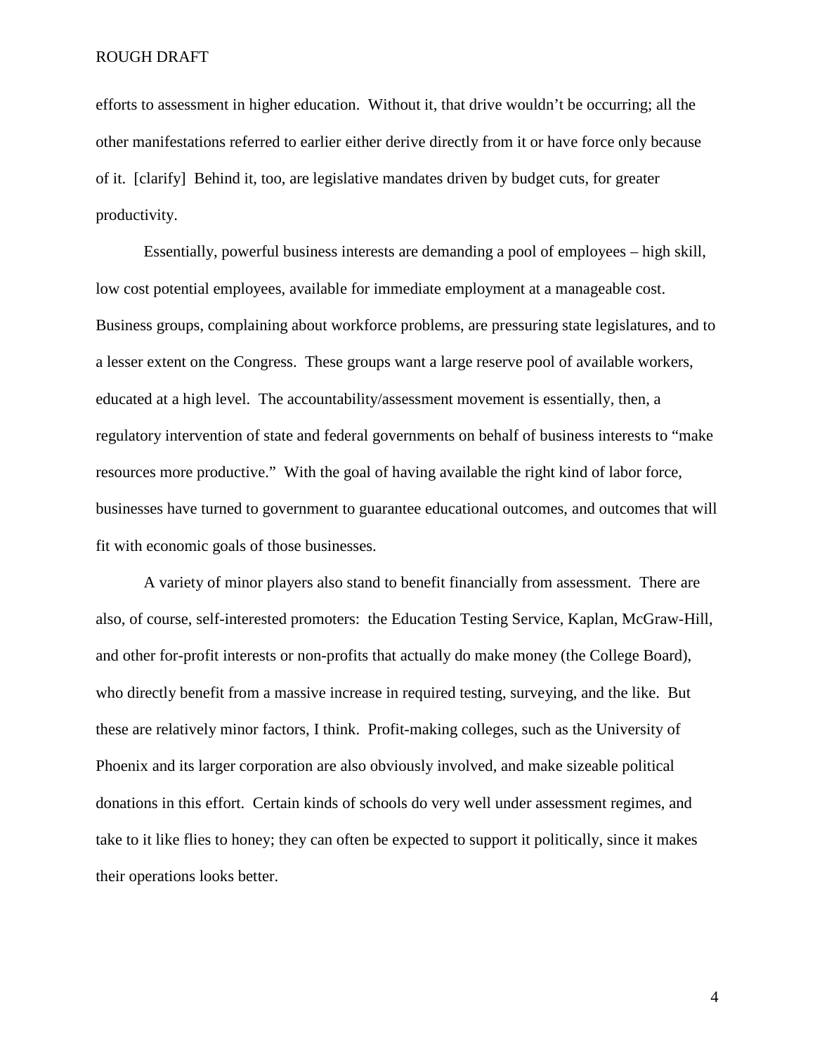efforts to assessment in higher education. Without it, that drive wouldn't be occurring; all the other manifestations referred to earlier either derive directly from it or have force only because of it. [clarify] Behind it, too, are legislative mandates driven by budget cuts, for greater productivity.

Essentially, powerful business interests are demanding a pool of employees – high skill, low cost potential employees, available for immediate employment at a manageable cost. Business groups, complaining about workforce problems, are pressuring state legislatures, and to a lesser extent on the Congress. These groups want a large reserve pool of available workers, educated at a high level. The accountability/assessment movement is essentially, then, a regulatory intervention of state and federal governments on behalf of business interests to "make resources more productive." With the goal of having available the right kind of labor force, businesses have turned to government to guarantee educational outcomes, and outcomes that will fit with economic goals of those businesses.

A variety of minor players also stand to benefit financially from assessment. There are also, of course, self-interested promoters: the Education Testing Service, Kaplan, McGraw-Hill, and other for-profit interests or non-profits that actually do make money (the College Board), who directly benefit from a massive increase in required testing, surveying, and the like. But these are relatively minor factors, I think. Profit-making colleges, such as the University of Phoenix and its larger corporation are also obviously involved, and make sizeable political donations in this effort. Certain kinds of schools do very well under assessment regimes, and take to it like flies to honey; they can often be expected to support it politically, since it makes their operations looks better.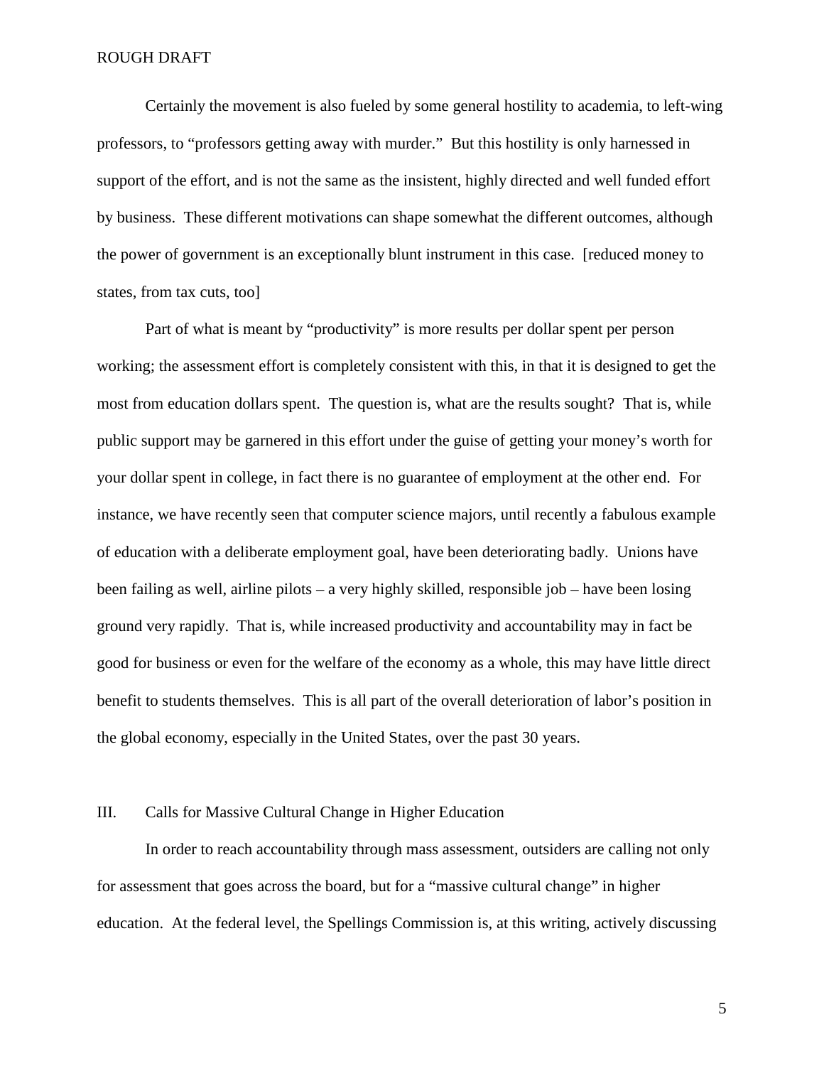Certainly the movement is also fueled by some general hostility to academia, to left-wing professors, to "professors getting away with murder." But this hostility is only harnessed in support of the effort, and is not the same as the insistent, highly directed and well funded effort by business. These different motivations can shape somewhat the different outcomes, although the power of government is an exceptionally blunt instrument in this case. [reduced money to states, from tax cuts, too]

Part of what is meant by "productivity" is more results per dollar spent per person working; the assessment effort is completely consistent with this, in that it is designed to get the most from education dollars spent. The question is, what are the results sought? That is, while public support may be garnered in this effort under the guise of getting your money's worth for your dollar spent in college, in fact there is no guarantee of employment at the other end. For instance, we have recently seen that computer science majors, until recently a fabulous example of education with a deliberate employment goal, have been deteriorating badly. Unions have been failing as well, airline pilots – a very highly skilled, responsible job – have been losing ground very rapidly. That is, while increased productivity and accountability may in fact be good for business or even for the welfare of the economy as a whole, this may have little direct benefit to students themselves. This is all part of the overall deterioration of labor's position in the global economy, especially in the United States, over the past 30 years.

## III. Calls for Massive Cultural Change in Higher Education

In order to reach accountability through mass assessment, outsiders are calling not only for assessment that goes across the board, but for a "massive cultural change" in higher education. At the federal level, the Spellings Commission is, at this writing, actively discussing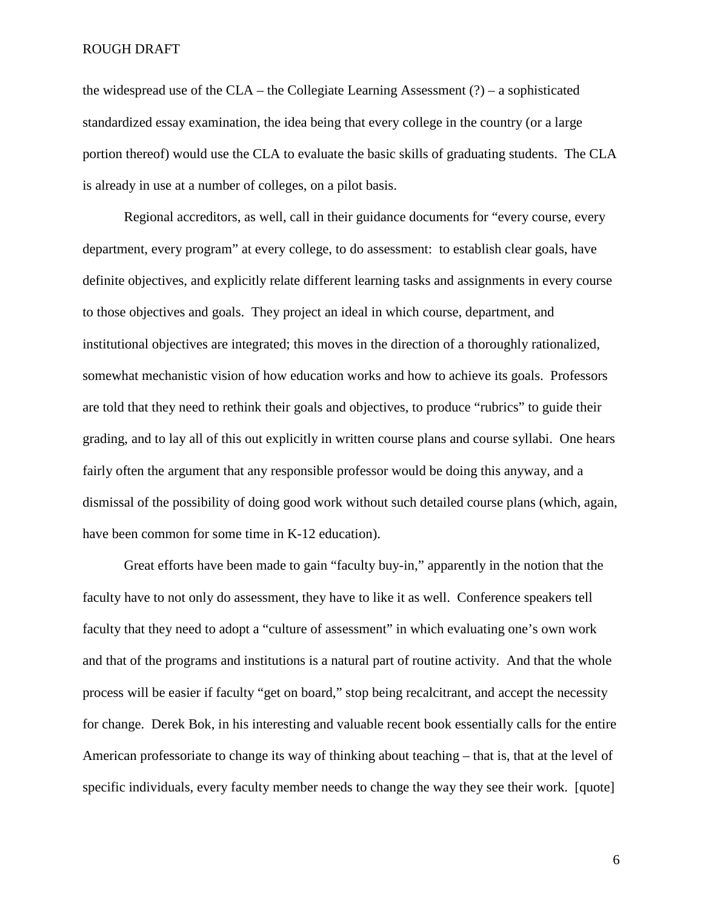the widespread use of the CLA – the Collegiate Learning Assessment (?) – a sophisticated standardized essay examination, the idea being that every college in the country (or a large portion thereof) would use the CLA to evaluate the basic skills of graduating students. The CLA is already in use at a number of colleges, on a pilot basis.

Regional accreditors, as well, call in their guidance documents for "every course, every department, every program" at every college, to do assessment: to establish clear goals, have definite objectives, and explicitly relate different learning tasks and assignments in every course to those objectives and goals. They project an ideal in which course, department, and institutional objectives are integrated; this moves in the direction of a thoroughly rationalized, somewhat mechanistic vision of how education works and how to achieve its goals. Professors are told that they need to rethink their goals and objectives, to produce "rubrics" to guide their grading, and to lay all of this out explicitly in written course plans and course syllabi. One hears fairly often the argument that any responsible professor would be doing this anyway, and a dismissal of the possibility of doing good work without such detailed course plans (which, again, have been common for some time in K-12 education).

Great efforts have been made to gain "faculty buy-in," apparently in the notion that the faculty have to not only do assessment, they have to like it as well. Conference speakers tell faculty that they need to adopt a "culture of assessment" in which evaluating one's own work and that of the programs and institutions is a natural part of routine activity. And that the whole process will be easier if faculty "get on board," stop being recalcitrant, and accept the necessity for change. Derek Bok, in his interesting and valuable recent book essentially calls for the entire American professoriate to change its way of thinking about teaching – that is, that at the level of specific individuals, every faculty member needs to change the way they see their work. [quote]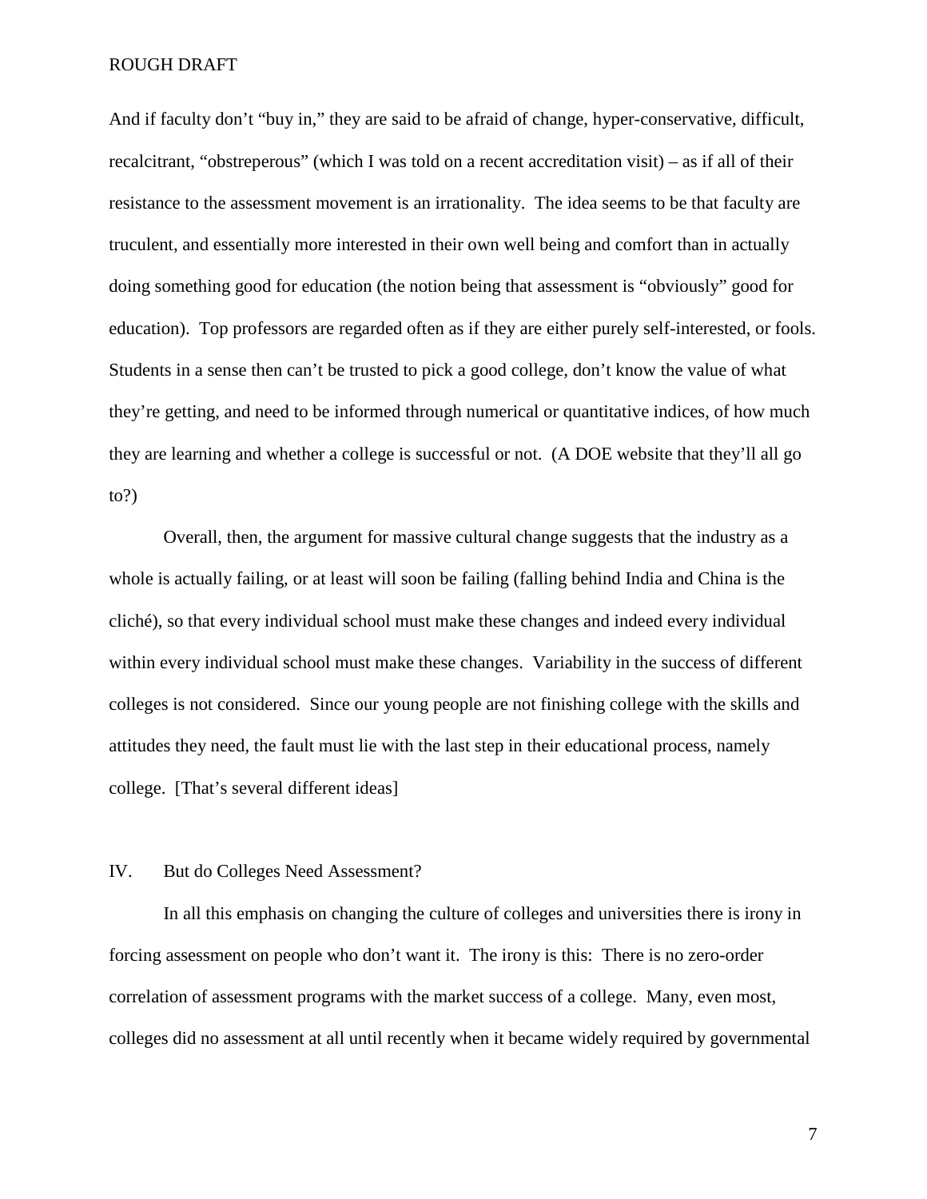And if faculty don't "buy in," they are said to be afraid of change, hyper-conservative, difficult, recalcitrant, "obstreperous" (which I was told on a recent accreditation visit) – as if all of their resistance to the assessment movement is an irrationality. The idea seems to be that faculty are truculent, and essentially more interested in their own well being and comfort than in actually doing something good for education (the notion being that assessment is "obviously" good for education). Top professors are regarded often as if they are either purely self-interested, or fools. Students in a sense then can't be trusted to pick a good college, don't know the value of what they're getting, and need to be informed through numerical or quantitative indices, of how much they are learning and whether a college is successful or not. (A DOE website that they'll all go to?)

Overall, then, the argument for massive cultural change suggests that the industry as a whole is actually failing, or at least will soon be failing (falling behind India and China is the cliché), so that every individual school must make these changes and indeed every individual within every individual school must make these changes. Variability in the success of different colleges is not considered. Since our young people are not finishing college with the skills and attitudes they need, the fault must lie with the last step in their educational process, namely college. [That's several different ideas]

## IV. But do Colleges Need Assessment?

In all this emphasis on changing the culture of colleges and universities there is irony in forcing assessment on people who don't want it. The irony is this: There is no zero-order correlation of assessment programs with the market success of a college. Many, even most, colleges did no assessment at all until recently when it became widely required by governmental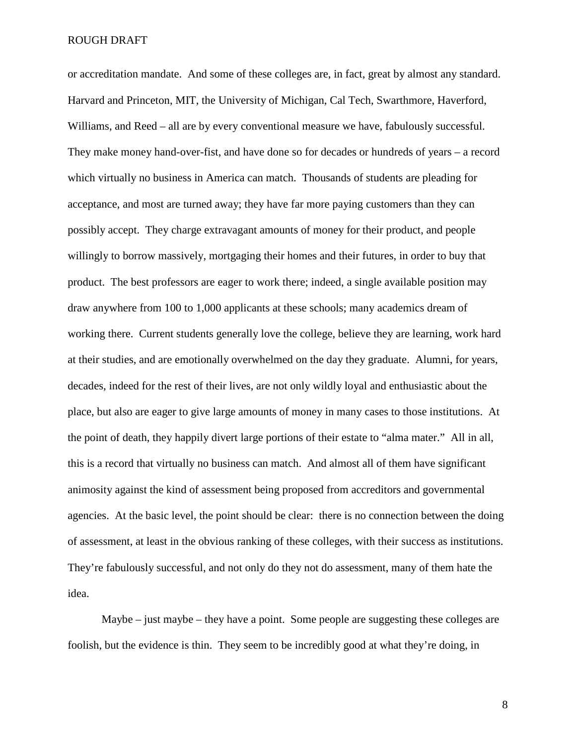or accreditation mandate. And some of these colleges are, in fact, great by almost any standard. Harvard and Princeton, MIT, the University of Michigan, Cal Tech, Swarthmore, Haverford, Williams, and Reed – all are by every conventional measure we have, fabulously successful. They make money hand-over-fist, and have done so for decades or hundreds of years – a record which virtually no business in America can match. Thousands of students are pleading for acceptance, and most are turned away; they have far more paying customers than they can possibly accept. They charge extravagant amounts of money for their product, and people willingly to borrow massively, mortgaging their homes and their futures, in order to buy that product. The best professors are eager to work there; indeed, a single available position may draw anywhere from 100 to 1,000 applicants at these schools; many academics dream of working there. Current students generally love the college, believe they are learning, work hard at their studies, and are emotionally overwhelmed on the day they graduate. Alumni, for years, decades, indeed for the rest of their lives, are not only wildly loyal and enthusiastic about the place, but also are eager to give large amounts of money in many cases to those institutions. At the point of death, they happily divert large portions of their estate to "alma mater." All in all, this is a record that virtually no business can match. And almost all of them have significant animosity against the kind of assessment being proposed from accreditors and governmental agencies. At the basic level, the point should be clear: there is no connection between the doing of assessment, at least in the obvious ranking of these colleges, with their success as institutions. They're fabulously successful, and not only do they not do assessment, many of them hate the idea.

Maybe – just maybe – they have a point. Some people are suggesting these colleges are foolish, but the evidence is thin. They seem to be incredibly good at what they're doing, in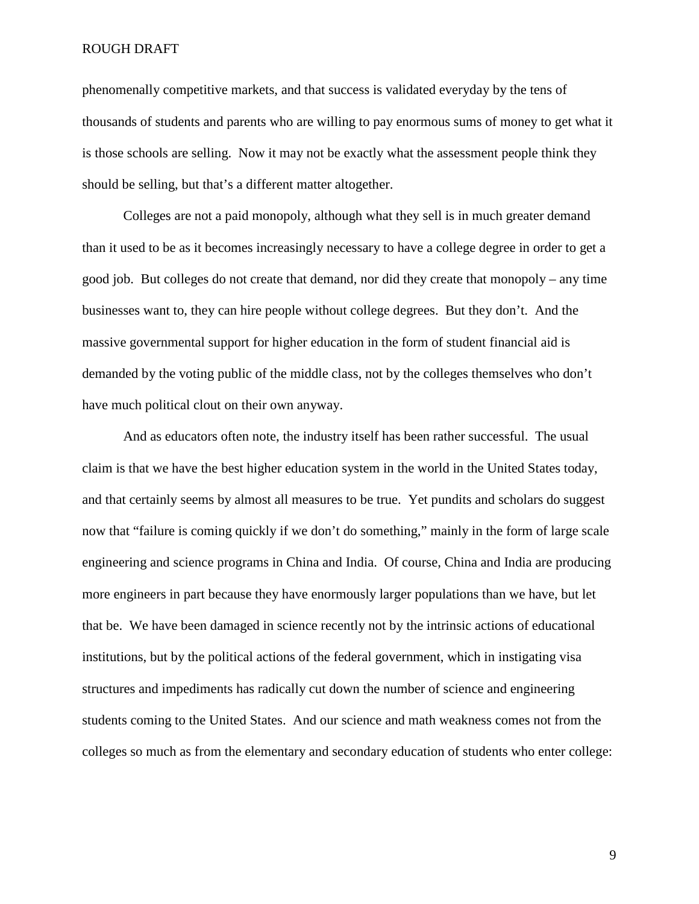phenomenally competitive markets, and that success is validated everyday by the tens of thousands of students and parents who are willing to pay enormous sums of money to get what it is those schools are selling. Now it may not be exactly what the assessment people think they should be selling, but that's a different matter altogether.

Colleges are not a paid monopoly, although what they sell is in much greater demand than it used to be as it becomes increasingly necessary to have a college degree in order to get a good job. But colleges do not create that demand, nor did they create that monopoly – any time businesses want to, they can hire people without college degrees. But they don't. And the massive governmental support for higher education in the form of student financial aid is demanded by the voting public of the middle class, not by the colleges themselves who don't have much political clout on their own anyway.

And as educators often note, the industry itself has been rather successful. The usual claim is that we have the best higher education system in the world in the United States today, and that certainly seems by almost all measures to be true. Yet pundits and scholars do suggest now that "failure is coming quickly if we don't do something," mainly in the form of large scale engineering and science programs in China and India. Of course, China and India are producing more engineers in part because they have enormously larger populations than we have, but let that be. We have been damaged in science recently not by the intrinsic actions of educational institutions, but by the political actions of the federal government, which in instigating visa structures and impediments has radically cut down the number of science and engineering students coming to the United States. And our science and math weakness comes not from the colleges so much as from the elementary and secondary education of students who enter college: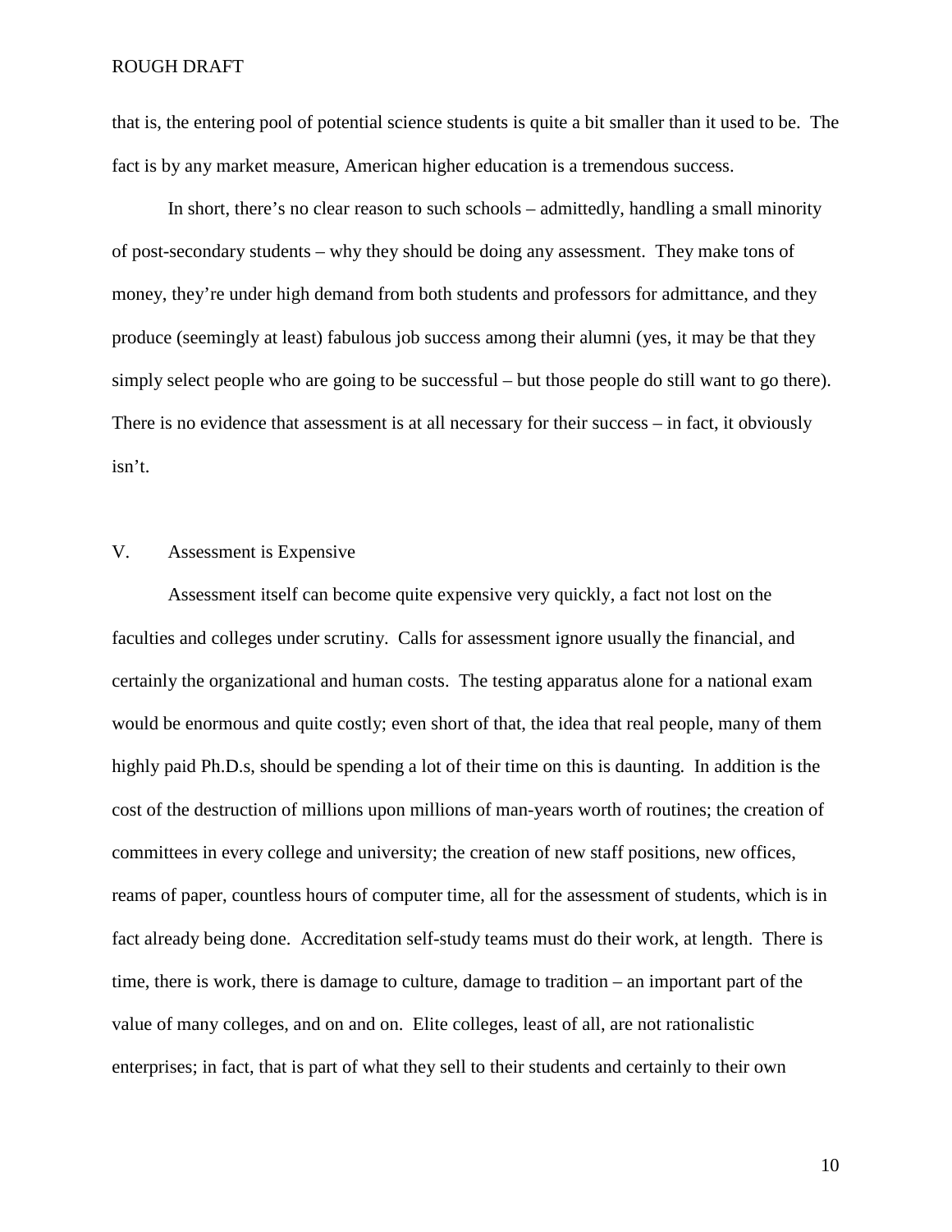that is, the entering pool of potential science students is quite a bit smaller than it used to be. The fact is by any market measure, American higher education is a tremendous success.

In short, there's no clear reason to such schools – admittedly, handling a small minority of post-secondary students – why they should be doing any assessment. They make tons of money, they're under high demand from both students and professors for admittance, and they produce (seemingly at least) fabulous job success among their alumni (yes, it may be that they simply select people who are going to be successful – but those people do still want to go there). There is no evidence that assessment is at all necessary for their success – in fact, it obviously isn't.

## V. Assessment is Expensive

Assessment itself can become quite expensive very quickly, a fact not lost on the faculties and colleges under scrutiny. Calls for assessment ignore usually the financial, and certainly the organizational and human costs. The testing apparatus alone for a national exam would be enormous and quite costly; even short of that, the idea that real people, many of them highly paid Ph.D.s, should be spending a lot of their time on this is daunting. In addition is the cost of the destruction of millions upon millions of man-years worth of routines; the creation of committees in every college and university; the creation of new staff positions, new offices, reams of paper, countless hours of computer time, all for the assessment of students, which is in fact already being done. Accreditation self-study teams must do their work, at length. There is time, there is work, there is damage to culture, damage to tradition – an important part of the value of many colleges, and on and on. Elite colleges, least of all, are not rationalistic enterprises; in fact, that is part of what they sell to their students and certainly to their own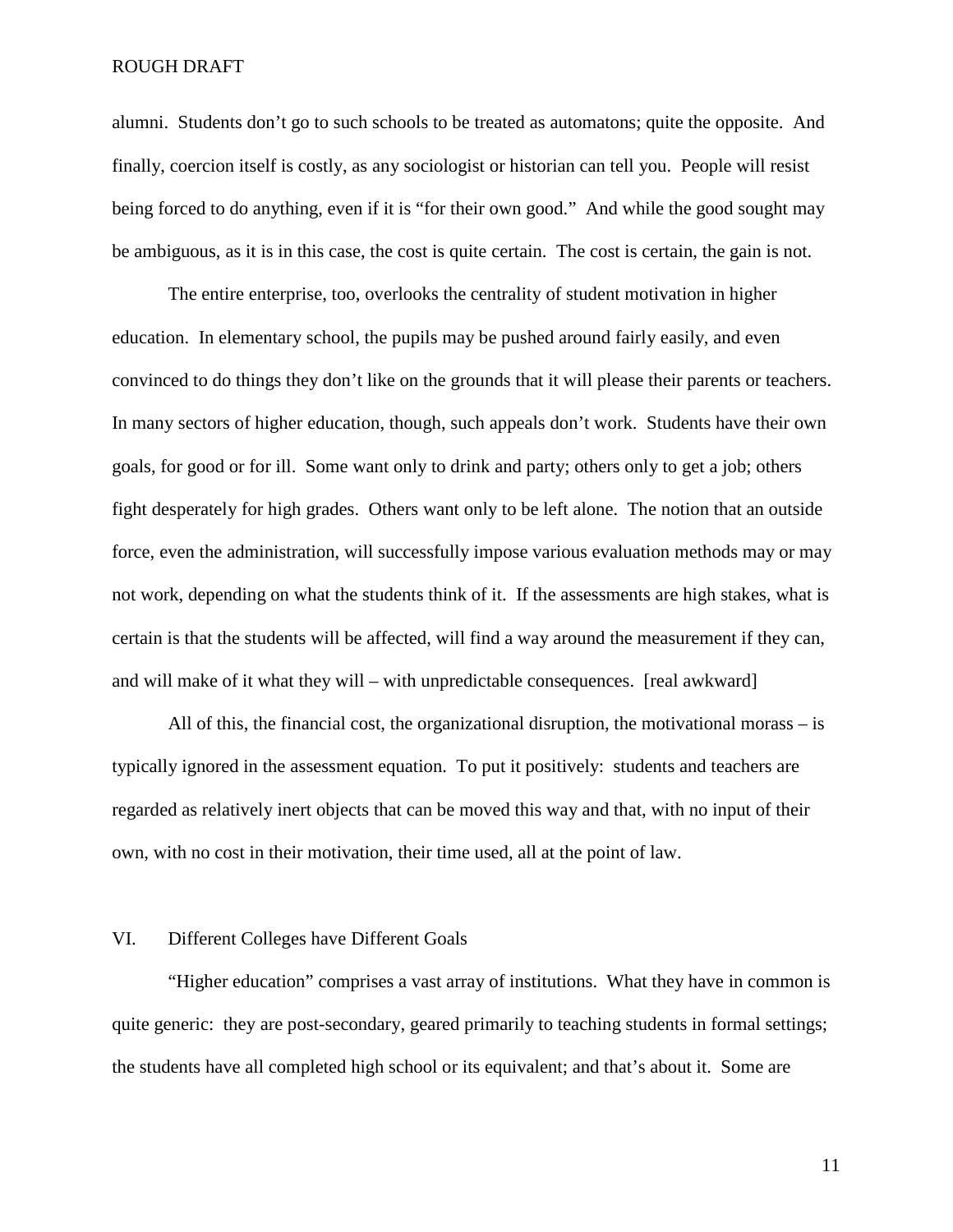alumni. Students don't go to such schools to be treated as automatons; quite the opposite. And finally, coercion itself is costly, as any sociologist or historian can tell you. People will resist being forced to do anything, even if it is "for their own good." And while the good sought may be ambiguous, as it is in this case, the cost is quite certain. The cost is certain, the gain is not.

The entire enterprise, too, overlooks the centrality of student motivation in higher education. In elementary school, the pupils may be pushed around fairly easily, and even convinced to do things they don't like on the grounds that it will please their parents or teachers. In many sectors of higher education, though, such appeals don't work. Students have their own goals, for good or for ill. Some want only to drink and party; others only to get a job; others fight desperately for high grades. Others want only to be left alone. The notion that an outside force, even the administration, will successfully impose various evaluation methods may or may not work, depending on what the students think of it. If the assessments are high stakes, what is certain is that the students will be affected, will find a way around the measurement if they can, and will make of it what they will – with unpredictable consequences. [real awkward]

All of this, the financial cost, the organizational disruption, the motivational morass – is typically ignored in the assessment equation. To put it positively: students and teachers are regarded as relatively inert objects that can be moved this way and that, with no input of their own, with no cost in their motivation, their time used, all at the point of law.

## VI. Different Colleges have Different Goals

"Higher education" comprises a vast array of institutions. What they have in common is quite generic: they are post-secondary, geared primarily to teaching students in formal settings; the students have all completed high school or its equivalent; and that's about it. Some are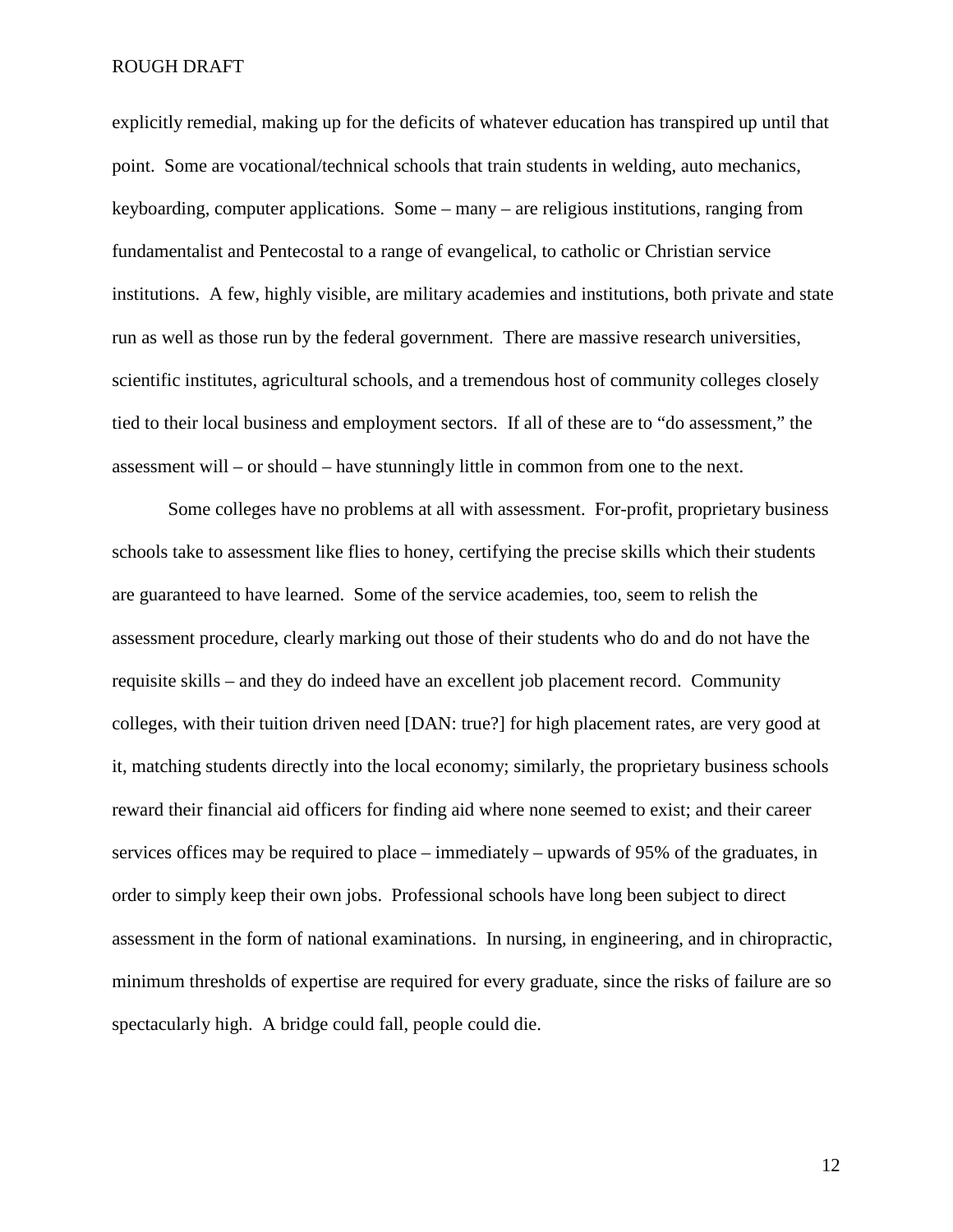explicitly remedial, making up for the deficits of whatever education has transpired up until that point. Some are vocational/technical schools that train students in welding, auto mechanics, keyboarding, computer applications. Some – many – are religious institutions, ranging from fundamentalist and Pentecostal to a range of evangelical, to catholic or Christian service institutions. A few, highly visible, are military academies and institutions, both private and state run as well as those run by the federal government. There are massive research universities, scientific institutes, agricultural schools, and a tremendous host of community colleges closely tied to their local business and employment sectors. If all of these are to "do assessment," the assessment will – or should – have stunningly little in common from one to the next.

Some colleges have no problems at all with assessment. For-profit, proprietary business schools take to assessment like flies to honey, certifying the precise skills which their students are guaranteed to have learned. Some of the service academies, too, seem to relish the assessment procedure, clearly marking out those of their students who do and do not have the requisite skills – and they do indeed have an excellent job placement record. Community colleges, with their tuition driven need [DAN: true?] for high placement rates, are very good at it, matching students directly into the local economy; similarly, the proprietary business schools reward their financial aid officers for finding aid where none seemed to exist; and their career services offices may be required to place – immediately – upwards of 95% of the graduates, in order to simply keep their own jobs. Professional schools have long been subject to direct assessment in the form of national examinations. In nursing, in engineering, and in chiropractic, minimum thresholds of expertise are required for every graduate, since the risks of failure are so spectacularly high. A bridge could fall, people could die.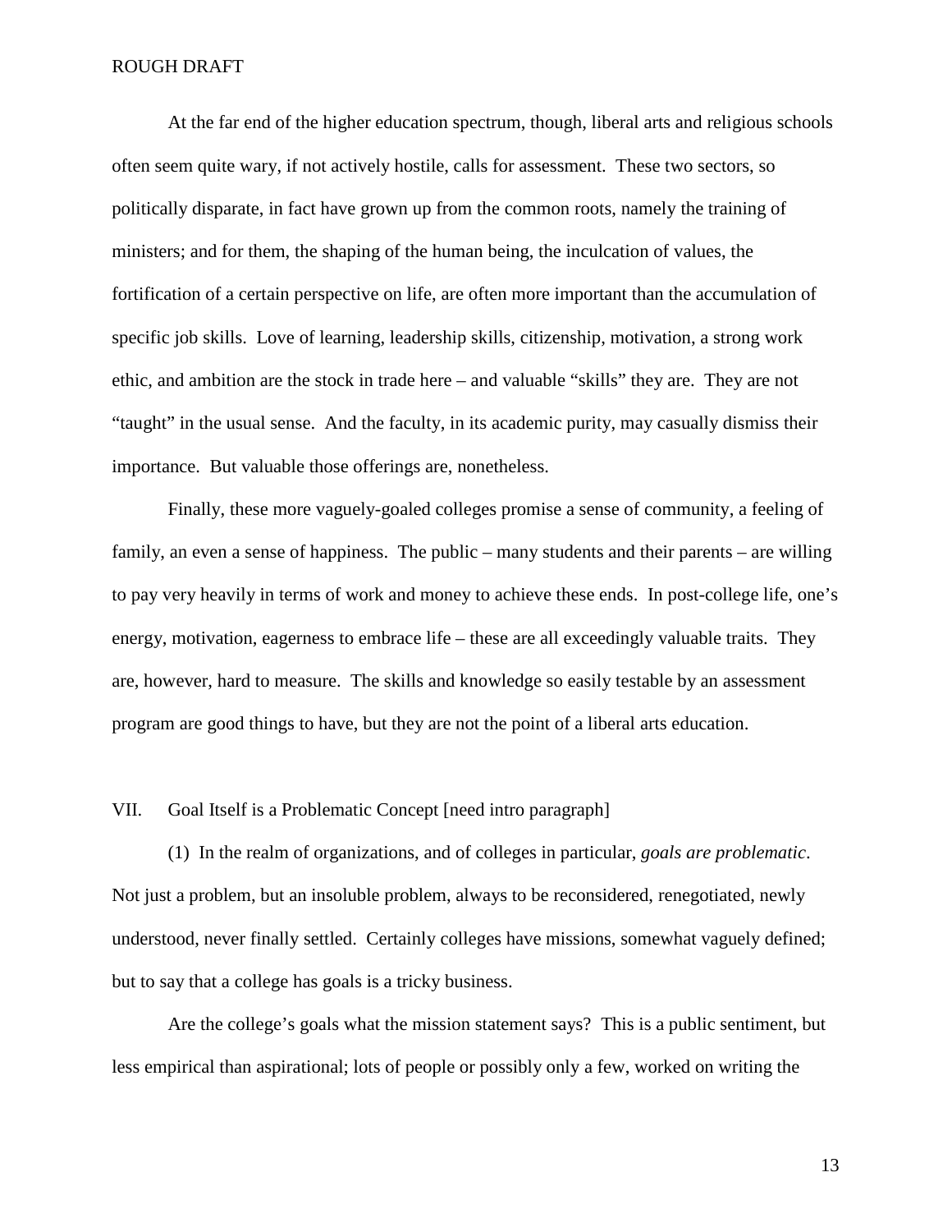At the far end of the higher education spectrum, though, liberal arts and religious schools often seem quite wary, if not actively hostile, calls for assessment. These two sectors, so politically disparate, in fact have grown up from the common roots, namely the training of ministers; and for them, the shaping of the human being, the inculcation of values, the fortification of a certain perspective on life, are often more important than the accumulation of specific job skills. Love of learning, leadership skills, citizenship, motivation, a strong work ethic, and ambition are the stock in trade here – and valuable "skills" they are. They are not "taught" in the usual sense. And the faculty, in its academic purity, may casually dismiss their importance. But valuable those offerings are, nonetheless.

Finally, these more vaguely-goaled colleges promise a sense of community, a feeling of family, an even a sense of happiness. The public – many students and their parents – are willing to pay very heavily in terms of work and money to achieve these ends. In post-college life, one's energy, motivation, eagerness to embrace life – these are all exceedingly valuable traits. They are, however, hard to measure. The skills and knowledge so easily testable by an assessment program are good things to have, but they are not the point of a liberal arts education.

## VII. Goal Itself is a Problematic Concept [need intro paragraph]

(1) In the realm of organizations, and of colleges in particular, *goals are problematic*. Not just a problem, but an insoluble problem, always to be reconsidered, renegotiated, newly understood, never finally settled. Certainly colleges have missions, somewhat vaguely defined; but to say that a college has goals is a tricky business.

Are the college's goals what the mission statement says? This is a public sentiment, but less empirical than aspirational; lots of people or possibly only a few, worked on writing the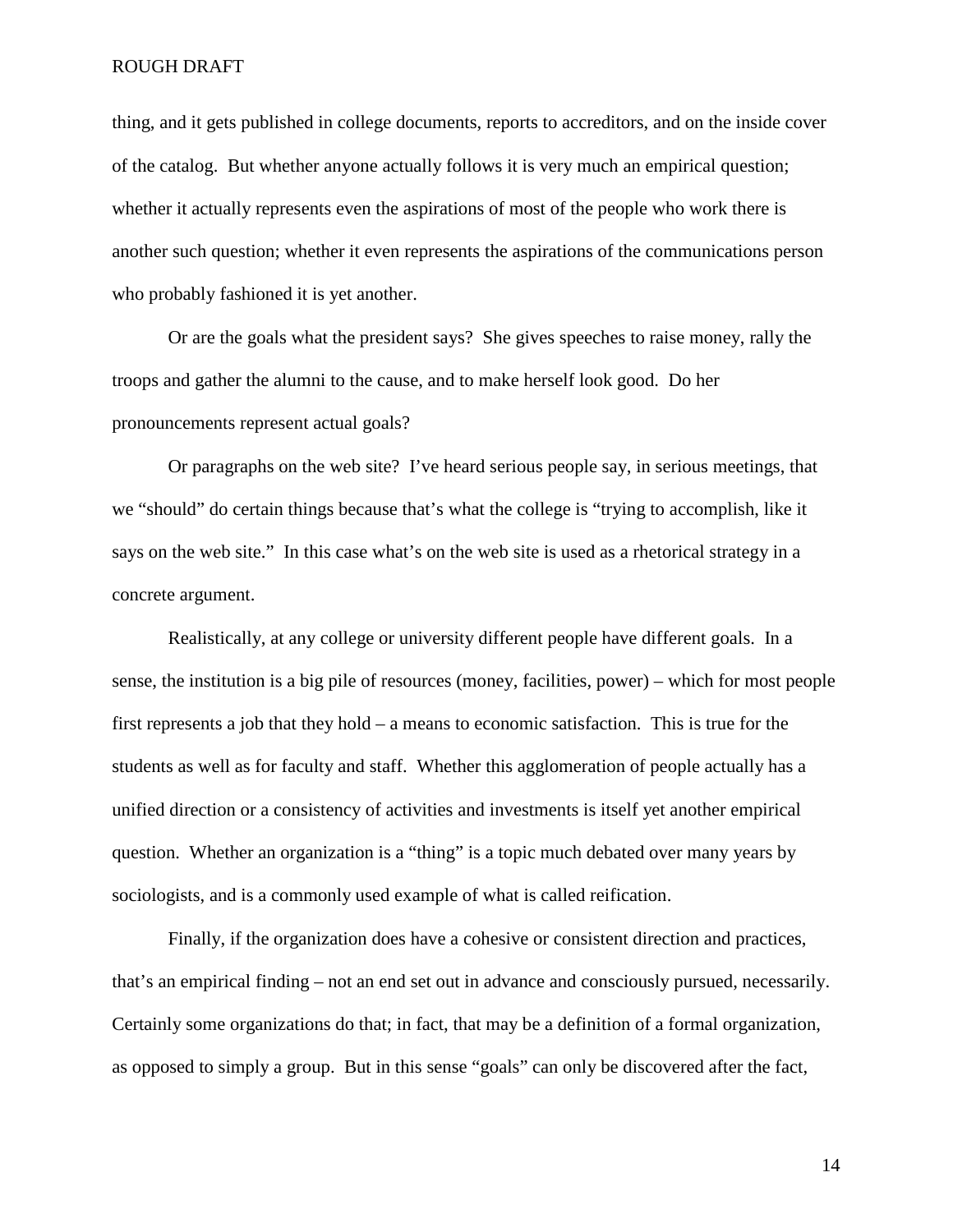thing, and it gets published in college documents, reports to accreditors, and on the inside cover of the catalog. But whether anyone actually follows it is very much an empirical question; whether it actually represents even the aspirations of most of the people who work there is another such question; whether it even represents the aspirations of the communications person who probably fashioned it is yet another.

Or are the goals what the president says? She gives speeches to raise money, rally the troops and gather the alumni to the cause, and to make herself look good. Do her pronouncements represent actual goals?

Or paragraphs on the web site? I've heard serious people say, in serious meetings, that we "should" do certain things because that's what the college is "trying to accomplish, like it says on the web site." In this case what's on the web site is used as a rhetorical strategy in a concrete argument.

Realistically, at any college or university different people have different goals. In a sense, the institution is a big pile of resources (money, facilities, power) – which for most people first represents a job that they hold – a means to economic satisfaction. This is true for the students as well as for faculty and staff. Whether this agglomeration of people actually has a unified direction or a consistency of activities and investments is itself yet another empirical question. Whether an organization is a "thing" is a topic much debated over many years by sociologists, and is a commonly used example of what is called reification.

Finally, if the organization does have a cohesive or consistent direction and practices, that's an empirical finding – not an end set out in advance and consciously pursued, necessarily. Certainly some organizations do that; in fact, that may be a definition of a formal organization, as opposed to simply a group. But in this sense "goals" can only be discovered after the fact,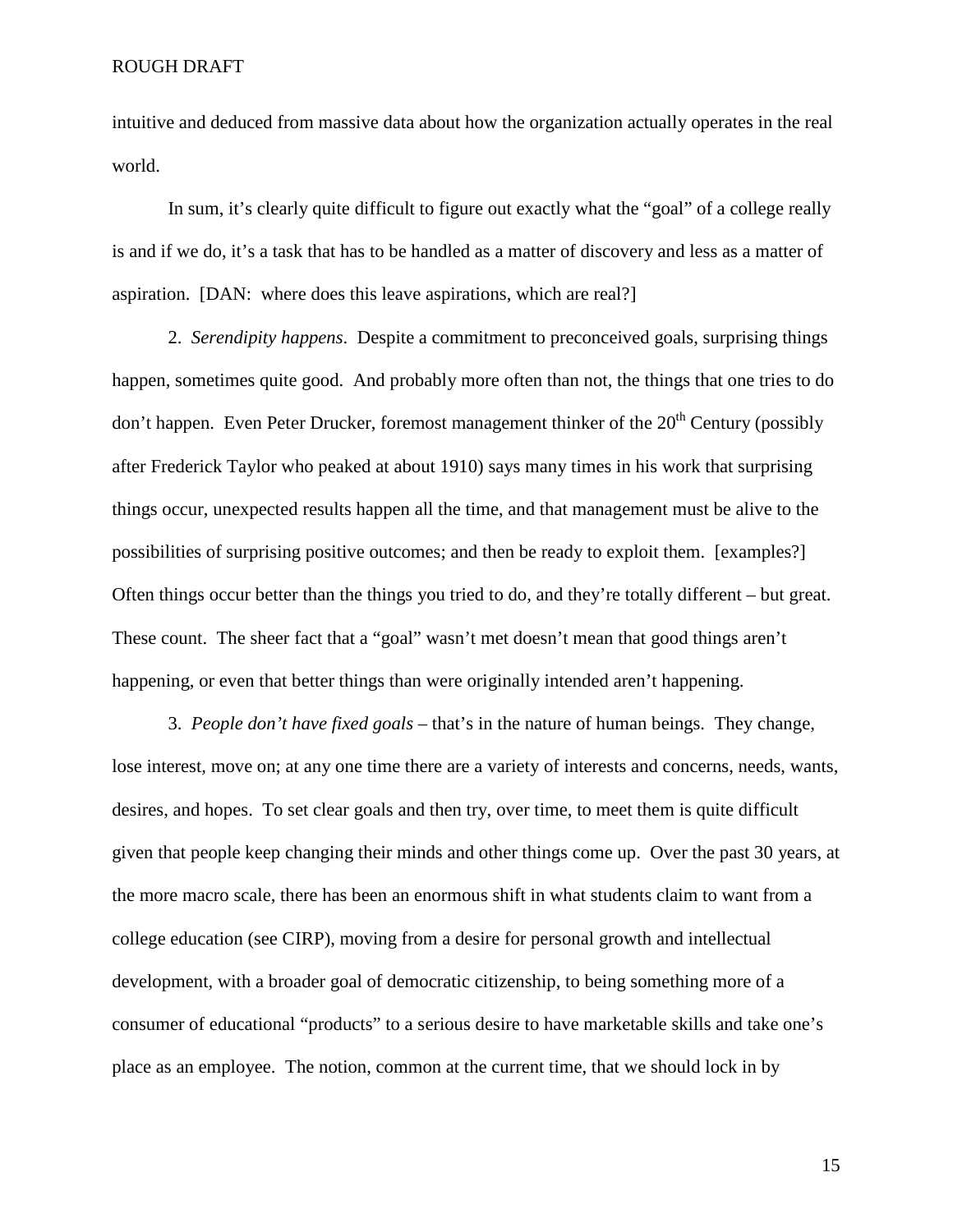intuitive and deduced from massive data about how the organization actually operates in the real world.

In sum, it's clearly quite difficult to figure out exactly what the "goal" of a college really is and if we do, it's a task that has to be handled as a matter of discovery and less as a matter of aspiration. [DAN: where does this leave aspirations, which are real?]

2. *Serendipity happens*. Despite a commitment to preconceived goals, surprising things happen, sometimes quite good. And probably more often than not, the things that one tries to do don't happen. Even Peter Drucker, foremost management thinker of the 20th Century (possibly after Frederick Taylor who peaked at about 1910) says many times in his work that surprising things occur, unexpected results happen all the time, and that management must be alive to the possibilities of surprising positive outcomes; and then be ready to exploit them. [examples?] Often things occur better than the things you tried to do, and they're totally different – but great. These count. The sheer fact that a "goal" wasn't met doesn't mean that good things aren't happening, or even that better things than were originally intended aren't happening.

3. *People don't have fixed goals* – that's in the nature of human beings. They change, lose interest, move on; at any one time there are a variety of interests and concerns, needs, wants, desires, and hopes. To set clear goals and then try, over time, to meet them is quite difficult given that people keep changing their minds and other things come up. Over the past 30 years, at the more macro scale, there has been an enormous shift in what students claim to want from a college education (see CIRP), moving from a desire for personal growth and intellectual development, with a broader goal of democratic citizenship, to being something more of a consumer of educational "products" to a serious desire to have marketable skills and take one's place as an employee. The notion, common at the current time, that we should lock in by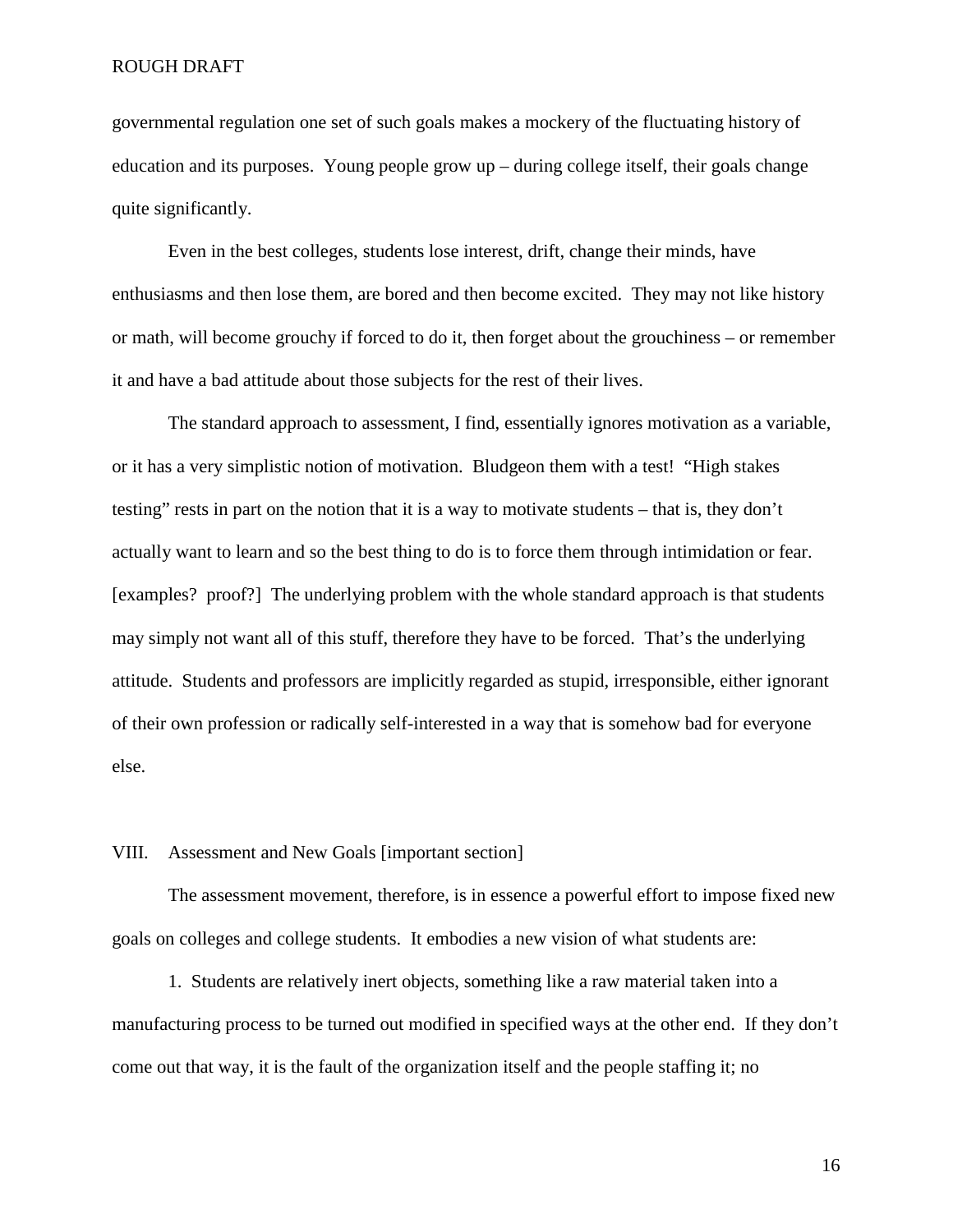governmental regulation one set of such goals makes a mockery of the fluctuating history of education and its purposes. Young people grow up – during college itself, their goals change quite significantly.

Even in the best colleges, students lose interest, drift, change their minds, have enthusiasms and then lose them, are bored and then become excited. They may not like history or math, will become grouchy if forced to do it, then forget about the grouchiness – or remember it and have a bad attitude about those subjects for the rest of their lives.

The standard approach to assessment, I find, essentially ignores motivation as a variable, or it has a very simplistic notion of motivation. Bludgeon them with a test! "High stakes testing" rests in part on the notion that it is a way to motivate students – that is, they don't actually want to learn and so the best thing to do is to force them through intimidation or fear. [examples? proof?] The underlying problem with the whole standard approach is that students may simply not want all of this stuff, therefore they have to be forced. That's the underlying attitude. Students and professors are implicitly regarded as stupid, irresponsible, either ignorant of their own profession or radically self-interested in a way that is somehow bad for everyone else.

## VIII. Assessment and New Goals [important section]

The assessment movement, therefore, is in essence a powerful effort to impose fixed new goals on colleges and college students. It embodies a new vision of what students are:

1. Students are relatively inert objects, something like a raw material taken into a manufacturing process to be turned out modified in specified ways at the other end. If they don't come out that way, it is the fault of the organization itself and the people staffing it; no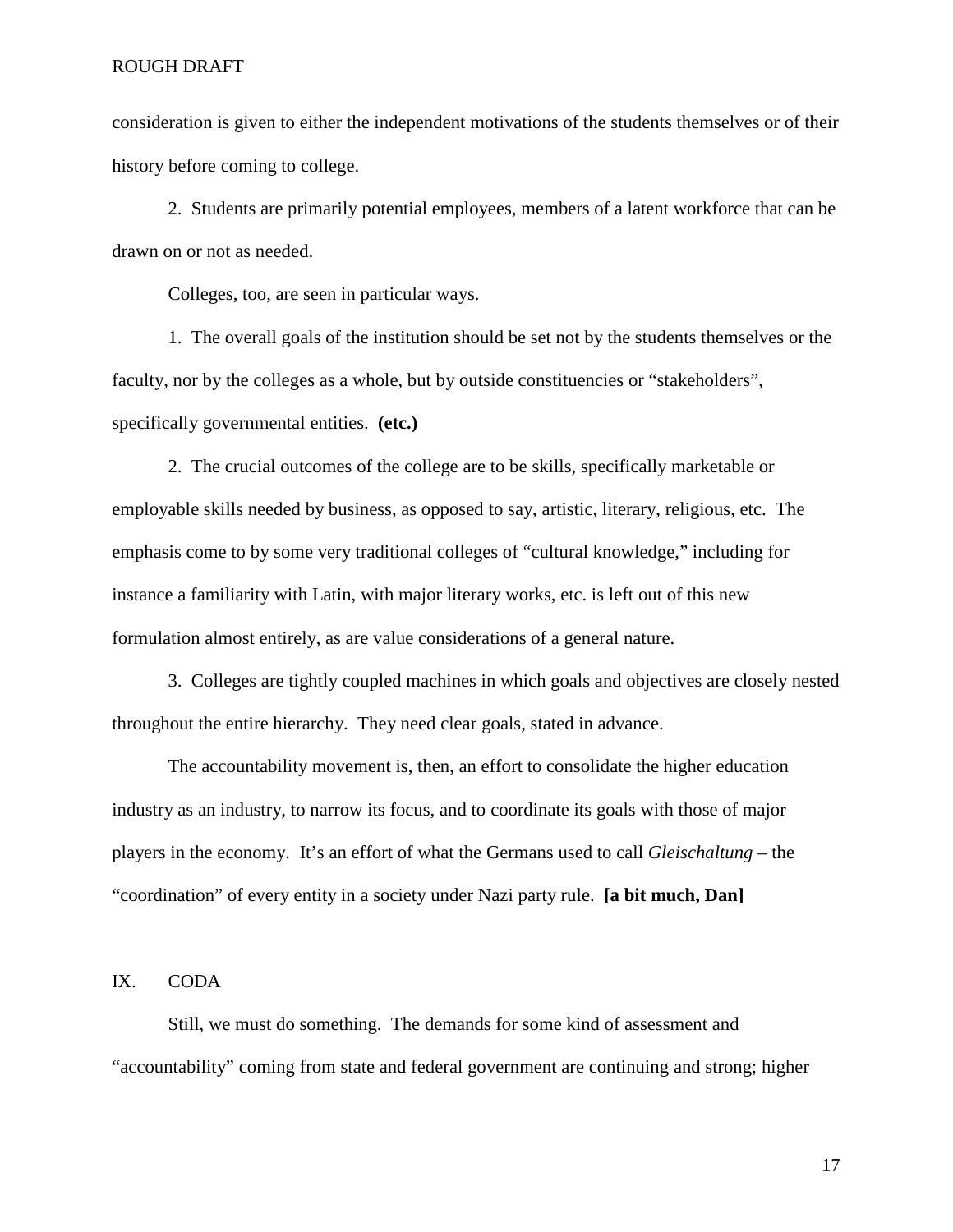consideration is given to either the independent motivations of the students themselves or of their history before coming to college.

2. Students are primarily potential employees, members of a latent workforce that can be drawn on or not as needed.

Colleges, too, are seen in particular ways.

1. The overall goals of the institution should be set not by the students themselves or the faculty, nor by the colleges as a whole, but by outside constituencies or "stakeholders", specifically governmental entities. **(etc.)**

2. The crucial outcomes of the college are to be skills, specifically marketable or employable skills needed by business, as opposed to say, artistic, literary, religious, etc. The emphasis come to by some very traditional colleges of "cultural knowledge," including for instance a familiarity with Latin, with major literary works, etc. is left out of this new formulation almost entirely, as are value considerations of a general nature.

3. Colleges are tightly coupled machines in which goals and objectives are closely nested throughout the entire hierarchy. They need clear goals, stated in advance.

The accountability movement is, then, an effort to consolidate the higher education industry as an industry, to narrow its focus, and to coordinate its goals with those of major players in the economy. It's an effort of what the Germans used to call *Gleischaltung* – the "coordination" of every entity in a society under Nazi party rule. **[a bit much, Dan]**

## IX. CODA

Still, we must do something. The demands for some kind of assessment and "accountability" coming from state and federal government are continuing and strong; higher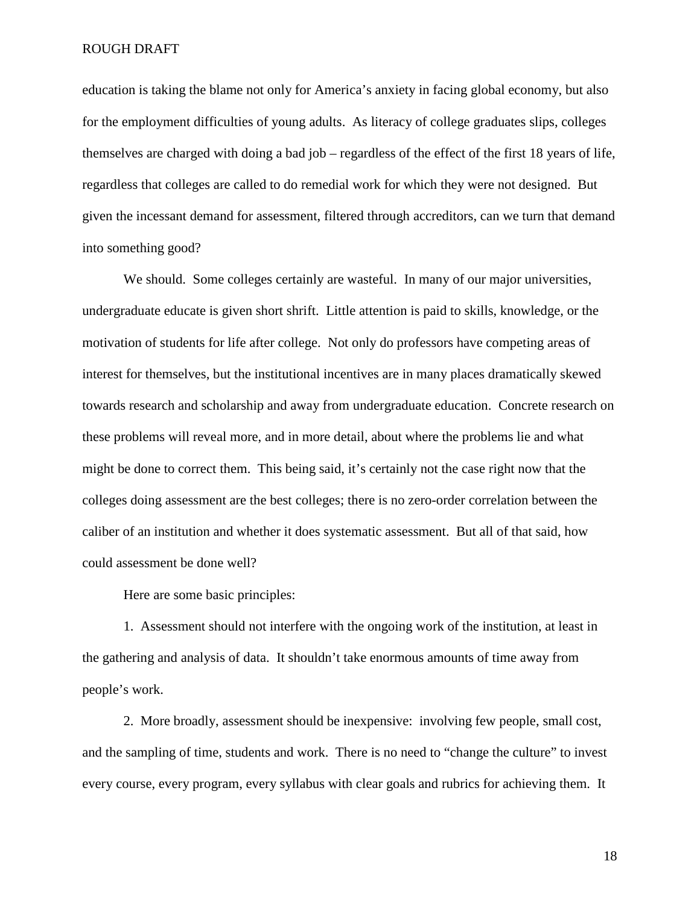education is taking the blame not only for America's anxiety in facing global economy, but also for the employment difficulties of young adults. As literacy of college graduates slips, colleges themselves are charged with doing a bad job – regardless of the effect of the first 18 years of life, regardless that colleges are called to do remedial work for which they were not designed. But given the incessant demand for assessment, filtered through accreditors, can we turn that demand into something good?

We should. Some colleges certainly are wasteful. In many of our major universities, undergraduate educate is given short shrift. Little attention is paid to skills, knowledge, or the motivation of students for life after college. Not only do professors have competing areas of interest for themselves, but the institutional incentives are in many places dramatically skewed towards research and scholarship and away from undergraduate education. Concrete research on these problems will reveal more, and in more detail, about where the problems lie and what might be done to correct them. This being said, it's certainly not the case right now that the colleges doing assessment are the best colleges; there is no zero-order correlation between the caliber of an institution and whether it does systematic assessment. But all of that said, how could assessment be done well?

Here are some basic principles:

1. Assessment should not interfere with the ongoing work of the institution, at least in the gathering and analysis of data. It shouldn't take enormous amounts of time away from people's work.

2. More broadly, assessment should be inexpensive: involving few people, small cost, and the sampling of time, students and work. There is no need to "change the culture" to invest every course, every program, every syllabus with clear goals and rubrics for achieving them. It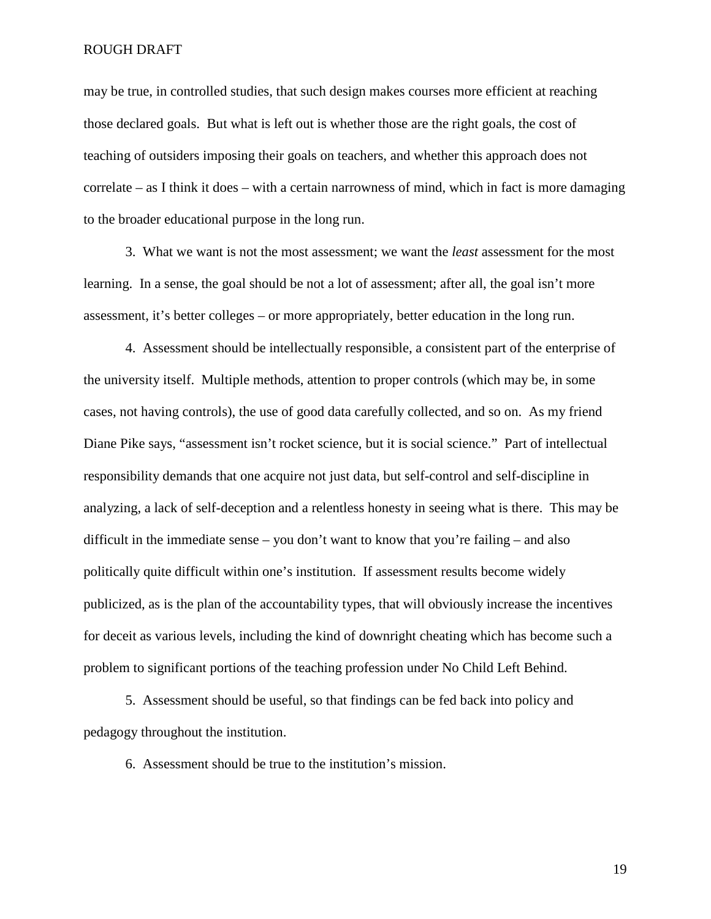may be true, in controlled studies, that such design makes courses more efficient at reaching those declared goals. But what is left out is whether those are the right goals, the cost of teaching of outsiders imposing their goals on teachers, and whether this approach does not correlate – as I think it does – with a certain narrowness of mind, which in fact is more damaging to the broader educational purpose in the long run.

3. What we want is not the most assessment; we want the *least* assessment for the most learning. In a sense, the goal should be not a lot of assessment; after all, the goal isn't more assessment, it's better colleges – or more appropriately, better education in the long run.

4. Assessment should be intellectually responsible, a consistent part of the enterprise of the university itself. Multiple methods, attention to proper controls (which may be, in some cases, not having controls), the use of good data carefully collected, and so on. As my friend Diane Pike says, "assessment isn't rocket science, but it is social science." Part of intellectual responsibility demands that one acquire not just data, but self-control and self-discipline in analyzing, a lack of self-deception and a relentless honesty in seeing what is there. This may be difficult in the immediate sense – you don't want to know that you're failing – and also politically quite difficult within one's institution. If assessment results become widely publicized, as is the plan of the accountability types, that will obviously increase the incentives for deceit as various levels, including the kind of downright cheating which has become such a problem to significant portions of the teaching profession under No Child Left Behind.

5. Assessment should be useful, so that findings can be fed back into policy and pedagogy throughout the institution.

6. Assessment should be true to the institution's mission.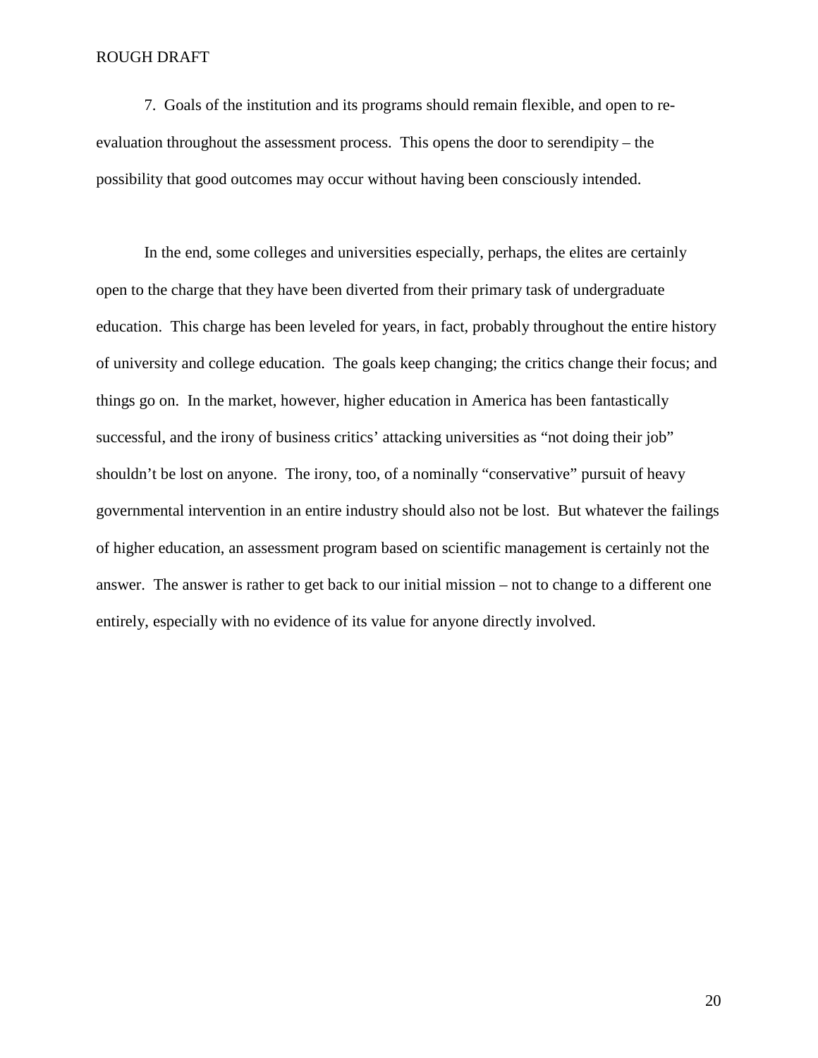7. Goals of the institution and its programs should remain flexible, and open to re-evaluation throughout the assessment process. This opens the door to serendipity – the possibility that good outcomes may occur without having been consciously intended.

In the end, some colleges and universities especially, perhaps, the elites are certainly open to the charge that they have been diverted from their primary task of undergraduate education. This charge has been leveled for years, in fact, probably throughout the entire history of university and college education. The goals keep changing; the critics change their focus; and things go on. In the market, however, higher education in America has been fantastically successful, and the irony of business critics' attacking universities as "not doing their job" shouldn't be lost on anyone. The irony, too, of a nominally "conservative" pursuit of heavy governmental intervention in an entire industry should also not be lost. But whatever the failings of higher education, an assessment program based on scientific management is certainly not the answer. The answer is rather to get back to our initial mission – not to change to a different one entirely, especially with no evidence of its value for anyone directly involved.